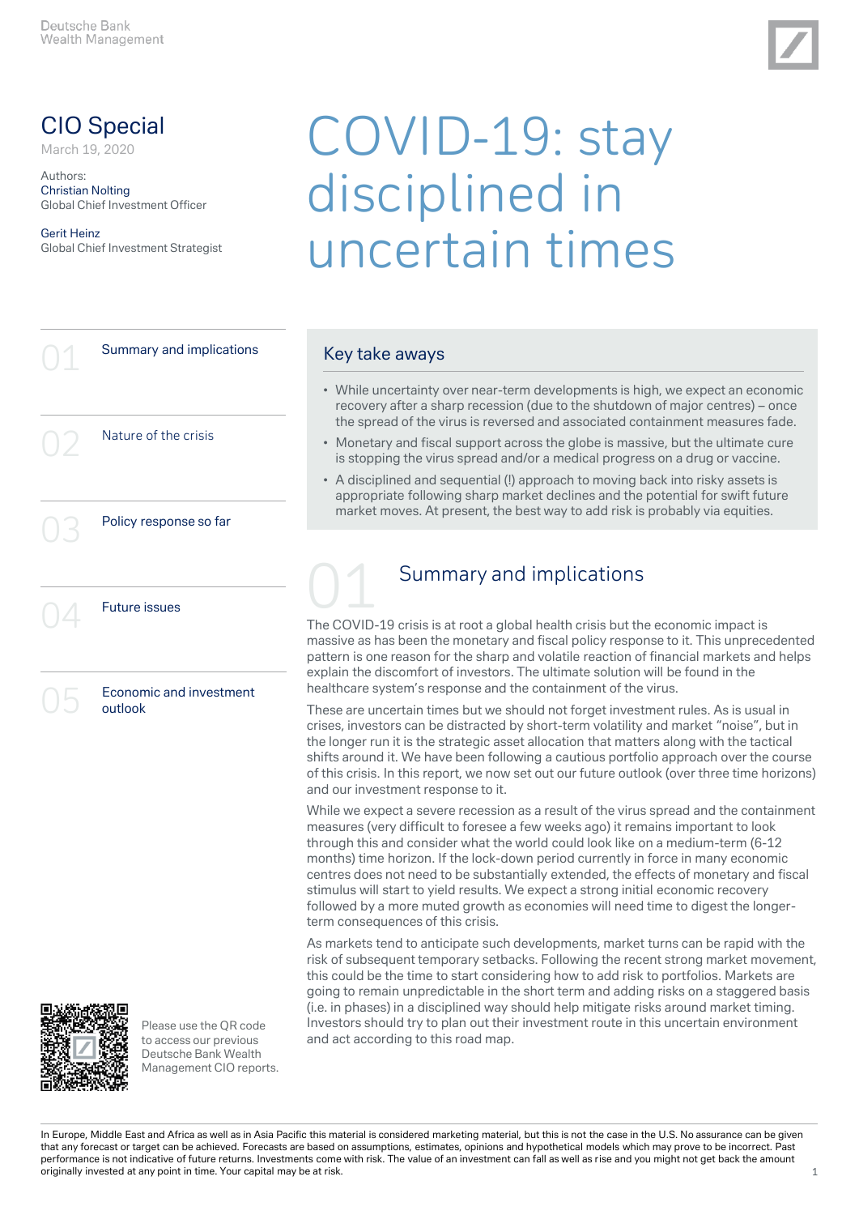Deutsche Bank
Wealth Management

# CIO Special

March 19, 2020

Authors:
Christian Nolting
Global Chief Investment Officer

Gerit Heinz
Global Chief Investment Strategist

# COVID-19: stay disciplined in uncertain times

01 Summary and implications

02 Nature of the crisis

03 Policy response so far

04 Future issues

05 Economic and investment outlook

Please use the QR code to access our previous Deutsche Bank Wealth Management CIO reports.

## Key take aways

- While uncertainty over near-term developments is high, we expect an economic recovery after a sharp recession (due to the shutdown of major centres) – once the spread of the virus is reversed and associated containment measures fade.
- Monetary and fiscal support across the globe is massive, but the ultimate cure is stopping the virus spread and/or a medical progress on a drug or vaccine.
- A disciplined and sequential (!) approach to moving back into risky assets is appropriate following sharp market declines and the potential for swift future market moves. At present, the best way to add risk is probably via equities.

## 01 Summary and implications

The COVID-19 crisis is at root a global health crisis but the economic impact is massive as has been the monetary and fiscal policy response to it. This unprecedented pattern is one reason for the sharp and volatile reaction of financial markets and helps explain the discomfort of investors. The ultimate solution will be found in the healthcare system's response and the containment of the virus.

These are uncertain times but we should not forget investment rules. As is usual in crises, investors can be distracted by short-term volatility and market "noise", but in the longer run it is the strategic asset allocation that matters along with the tactical shifts around it. We have been following a cautious portfolio approach over the course of this crisis. In this report, we now set out our future outlook (over three time horizons) and our investment response to it.

While we expect a severe recession as a result of the virus spread and the containment measures (very difficult to foresee a few weeks ago) it remains important to look through this and consider what the world could look like on a medium-term (6-12 months) time horizon. If the lock-down period currently in force in many economic centres does not need to be substantially extended, the effects of monetary and fiscal stimulus will start to yield results. We expect a strong initial economic recovery followed by a more muted growth as economies will need time to digest the longer-term consequences of this crisis.

As markets tend to anticipate such developments, market turns can be rapid with the risk of subsequent temporary setbacks. Following the recent strong market movement, this could be the time to start considering how to add risk to portfolios. Markets are going to remain unpredictable in the short term and adding risks on a staggered basis (i.e. in phases) in a disciplined way should help mitigate risks around market timing. Investors should try to plan out their investment route in this uncertain environment and act according to this road map.

In Europe, Middle East and Africa as well as in Asia Pacific this material is considered marketing material, but this is not the case in the U.S. No assurance can be given that any forecast or target can be achieved. Forecasts are based on assumptions, estimates, opinions and hypothetical models which may prove to be incorrect. Past performance is not indicative of future returns. Investments come with risk. The value of an investment can fall as well as rise and you might not get back the amount originally invested at any point in time. Your capital may be at risk.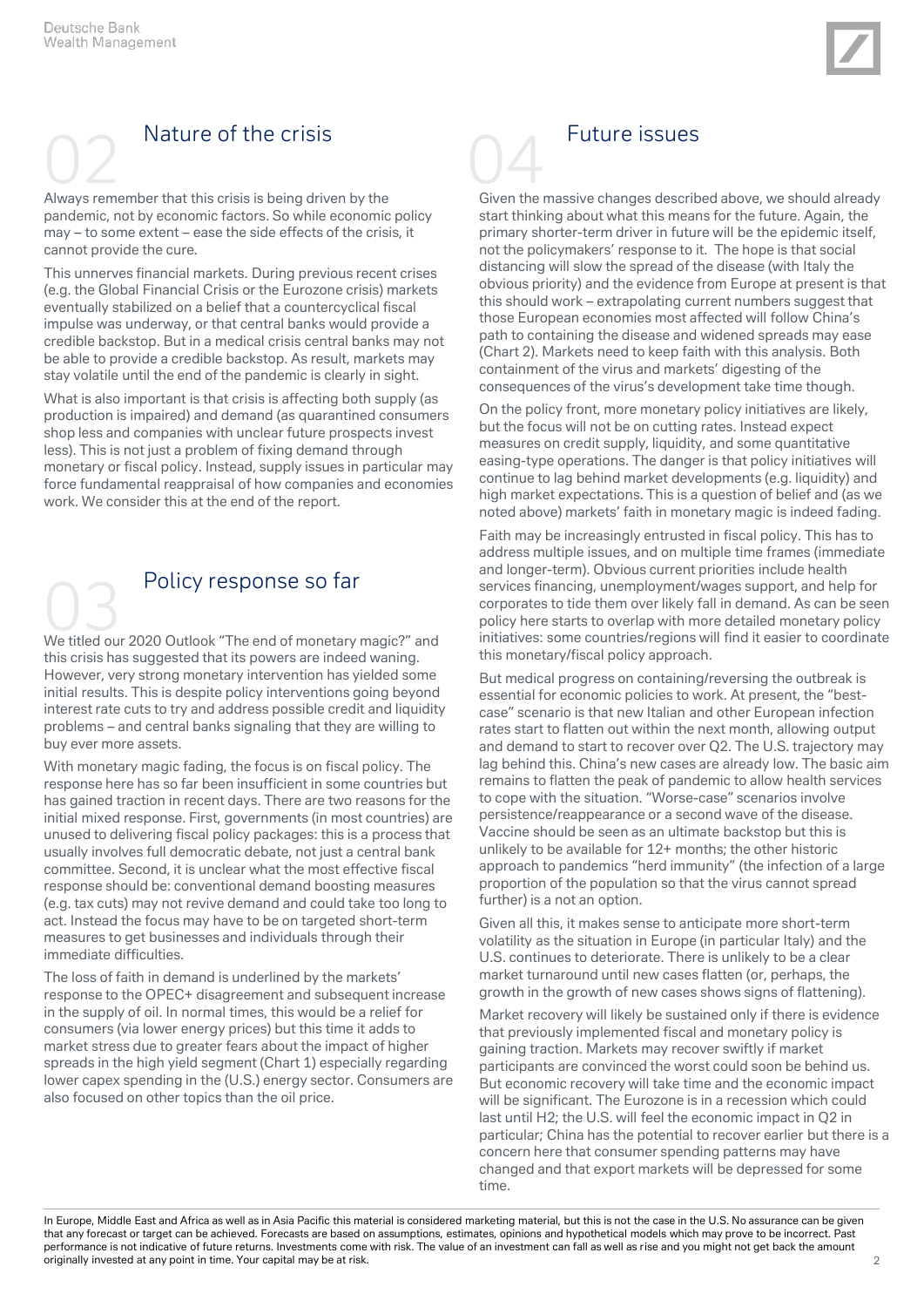## 02 Nature of the crisis

Always remember that this crisis is being driven by the pandemic, not by economic factors. So while economic policy may – to some extent – ease the side effects of the crisis, it cannot provide the cure.

This unnerves financial markets. During previous recent crises (e.g. the Global Financial Crisis or the Eurozone crisis) markets eventually stabilized on a belief that a countercyclical fiscal impulse was underway, or that central banks would provide a credible backstop. But in a medical crisis central banks may not be able to provide a credible backstop. As result, markets may stay volatile until the end of the pandemic is clearly in sight.

What is also important is that crisis is affecting both supply (as production is impaired) and demand (as quarantined consumers shop less and companies with unclear future prospects invest less). This is not just a problem of fixing demand through monetary or fiscal policy. Instead, supply issues in particular may force fundamental reappraisal of how companies and economies work. We consider this at the end of the report.

## 03 Policy response so far

We titled our 2020 Outlook "The end of monetary magic?" and this crisis has suggested that its powers are indeed waning. However, very strong monetary intervention has yielded some initial results. This is despite policy interventions going beyond interest rate cuts to try and address possible credit and liquidity problems – and central banks signaling that they are willing to buy ever more assets.

With monetary magic fading, the focus is on fiscal policy. The response here has so far been insufficient in some countries but has gained traction in recent days. There are two reasons for the initial mixed response. First, governments (in most countries) are unused to delivering fiscal policy packages: this is a process that usually involves full democratic debate, not just a central bank committee. Second, it is unclear what the most effective fiscal response should be: conventional demand boosting measures (e.g. tax cuts) may not revive demand and could take too long to act. Instead the focus may have to be on targeted short-term measures to get businesses and individuals through their immediate difficulties.

The loss of faith in demand is underlined by the markets' response to the OPEC+ disagreement and subsequent increase in the supply of oil. In normal times, this would be a relief for consumers (via lower energy prices) but this time it adds to market stress due to greater fears about the impact of higher spreads in the high yield segment (Chart 1) especially regarding lower capex spending in the (U.S.) energy sector. Consumers are also focused on other topics than the oil price.

## 04 Future issues

Given the massive changes described above, we should already start thinking about what this means for the future. Again, the primary shorter-term driver in future will be the epidemic itself, not the policymakers' response to it. The hope is that social distancing will slow the spread of the disease (with Italy the obvious priority) and the evidence from Europe at present is that this should work – extrapolating current numbers suggest that those European economies most affected will follow China's path to containing the disease and widened spreads may ease (Chart 2). Markets need to keep faith with this analysis. Both containment of the virus and markets' digesting of the consequences of the virus's development take time though.

On the policy front, more monetary policy initiatives are likely, but the focus will not be on cutting rates. Instead expect measures on credit supply, liquidity, and some quantitative easing-type operations. The danger is that policy initiatives will continue to lag behind market developments (e.g. liquidity) and high market expectations. This is a question of belief and (as we noted above) markets' faith in monetary magic is indeed fading.

Faith may be increasingly entrusted in fiscal policy. This has to address multiple issues, and on multiple time frames (immediate and longer-term). Obvious current priorities include health services financing, unemployment/wages support, and help for corporates to tide them over likely fall in demand. As can be seen policy here starts to overlap with more detailed monetary policy initiatives: some countries/regions will find it easier to coordinate this monetary/fiscal policy approach.

But medical progress on containing/reversing the outbreak is essential for economic policies to work. At present, the "best-case" scenario is that new Italian and other European infection rates start to flatten out within the next month, allowing output and demand to start to recover over Q2. The U.S. trajectory may lag behind this. China's new cases are already low. The basic aim remains to flatten the peak of pandemic to allow health services to cope with the situation. "Worse-case" scenarios involve persistence/reappearance or a second wave of the disease. Vaccine should be seen as an ultimate backstop but this is unlikely to be available for 12+ months; the other historic approach to pandemics "herd immunity" (the infection of a large proportion of the population so that the virus cannot spread further) is a not an option.

Given all this, it makes sense to anticipate more short-term volatility as the situation in Europe (in particular Italy) and the U.S. continues to deteriorate. There is unlikely to be a clear market turnaround until new cases flatten (or, perhaps, the growth in the growth of new cases shows signs of flattening).

Market recovery will likely be sustained only if there is evidence that previously implemented fiscal and monetary policy is gaining traction. Markets may recover swiftly if market participants are convinced the worst could soon be behind us. But economic recovery will take time and the economic impact will be significant. The Eurozone is in a recession which could last until H2; the U.S. will feel the economic impact in Q2 in particular; China has the potential to recover earlier but there is a concern here that consumer spending patterns may have changed and that export markets will be depressed for some time.

In Europe, Middle East and Africa as well as in Asia Pacific this material is considered marketing material, but this is not the case in the U.S. No assurance can be given that any forecast or target can be achieved. Forecasts are based on assumptions, estimates, opinions and hypothetical models which may prove to be incorrect. Past performance is not indicative of future returns. Investments come with risk. The value of an investment can fall as well as rise and you might not get back the amount originally invested at any point in time. Your capital may be at risk.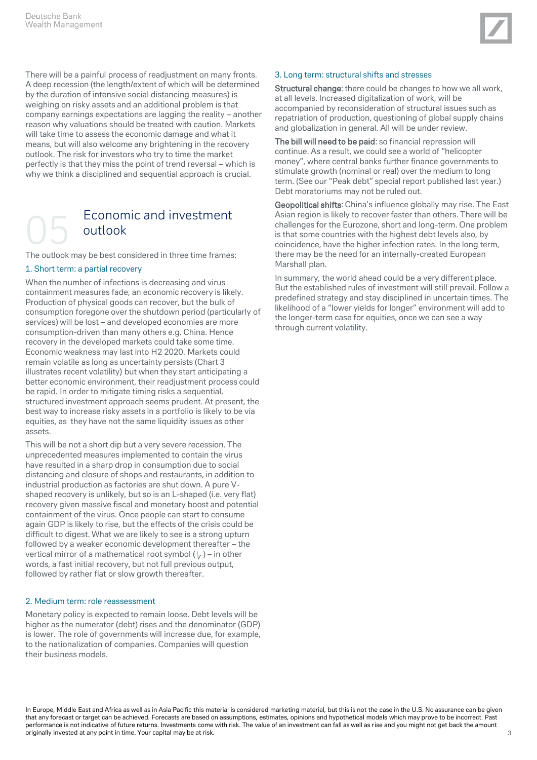There will be a painful process of readjustment on many fronts. A deep recession (the length/extent of which will be determined by the duration of intensive social distancing measures) is weighing on risky assets and an additional problem is that company earnings expectations are lagging the reality – another reason why valuations should be treated with caution. Markets will take time to assess the economic damage and what it means, but will also welcome any brightening in the recovery outlook. The risk for investors who try to time the market perfectly is that they miss the point of trend reversal – which is why we think a disciplined and sequential approach is crucial.

## 05 Economic and investment outlook

The outlook may be best considered in three time frames:

### 1. Short term: a partial recovery

When the number of infections is decreasing and virus containment measures fade, an economic recovery is likely. Production of physical goods can recover, but the bulk of consumption foregone over the shutdown period (particularly of services) will be lost – and developed economies are more consumption-driven than many others e.g. China. Hence recovery in the developed markets could take some time. Economic weakness may last into H2 2020. Markets could remain volatile as long as uncertainty persists (Chart 3 illustrates recent volatility) but when they start anticipating a better economic environment, their readjustment process could be rapid. In order to mitigate timing risks a sequential, structured investment approach seems prudent. At present, the best way to increase risky assets in a portfolio is likely to be via equities, as they have not the same liquidity issues as other assets.

This will be not a short dip but a very severe recession. The unprecedented measures implemented to contain the virus have resulted in a sharp drop in consumption due to social distancing and closure of shops and restaurants, in addition to industrial production as factories are shut down. A pure V-shaped recovery is unlikely, but so is an L-shaped (i.e. very flat) recovery given massive fiscal and monetary boost and potential containment of the virus. Once people can start to consume again GDP is likely to rise, but the effects of the crisis could be difficult to digest. What we are likely to see is a strong upturn followed by a weaker economic development thereafter – the vertical mirror of a mathematical root symbol (√) – in other words, a fast initial recovery, but not full previous output, followed by rather flat or slow growth thereafter.

### 2. Medium term: role reassessment

Monetary policy is expected to remain loose. Debt levels will be higher as the numerator (debt) rises and the denominator (GDP) is lower. The role of governments will increase due, for example, to the nationalization of companies. Companies will question their business models.

### 3. Long term: structural shifts and stresses

**Structural change**: there could be changes to how we all work, at all levels. Increased digitalization of work, will be accompanied by reconsideration of structural issues such as repatriation of production, questioning of global supply chains and globalization in general. All will be under review.

**The bill will need to be paid**: so financial repression will continue. As a result, we could see a world of "helicopter money", where central banks further finance governments to stimulate growth (nominal or real) over the medium to long term. (See our "Peak debt" special report published last year.) Debt moratoriums may not be ruled out.

**Geopolitical shifts**: China's influence globally may rise. The East Asian region is likely to recover faster than others. There will be challenges for the Eurozone, short and long-term. One problem is that some countries with the highest debt levels also, by coincidence, have the higher infection rates. In the long term, there may be the need for an internally-created European Marshall plan.

In summary, the world ahead could be a very different place. But the established rules of investment will still prevail. Follow a predefined strategy and stay disciplined in uncertain times. The likelihood of a "lower yields for longer" environment will add to the longer-term case for equities, once we can see a way through current volatility.

In Europe, Middle East and Africa as well as in Asia Pacific this material is considered marketing material, but this is not the case in the U.S. No assurance can be given that any forecast or target can be achieved. Forecasts are based on assumptions, estimates, opinions and hypothetical models which may prove to be incorrect. Past performance is not indicative of future returns. Investments come with risk. The value of an investment can fall as well as rise and you might not get back the amount originally invested at any point in time. Your capital may be at risk.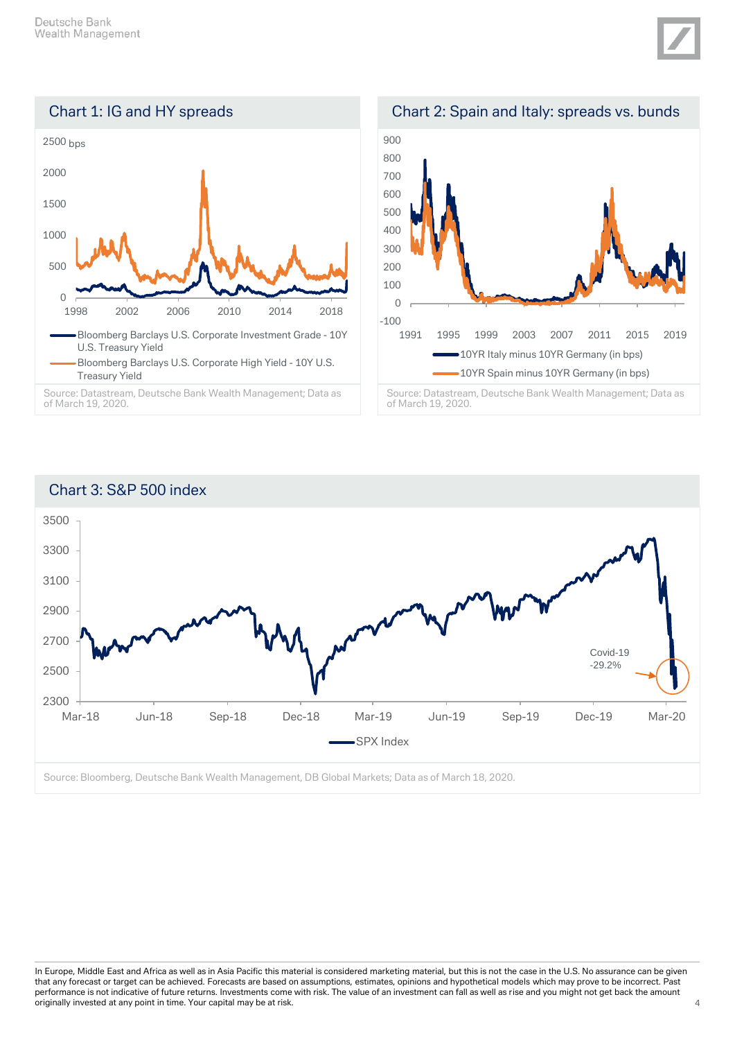## Chart 1: IG and HY spreads

- Bloomberg Barclays U.S. Corporate Investment Grade - 10Y U.S. Treasury Yield
- Bloomberg Barclays U.S. Corporate High Yield - 10Y U.S. Treasury Yield

Source: Datastream, Deutsche Bank Wealth Management; Data as of March 19, 2020.

## Chart 2: Spain and Italy: spreads vs. bunds

- 10YR Italy minus 10YR Germany (in bps)
- 10YR Spain minus 10YR Germany (in bps)

Source: Datastream, Deutsche Bank Wealth Management; Data as of March 19, 2020.

## Chart 3: S&P 500 index

Covid-19 -29.2%

- SPX Index

Source: Bloomberg, Deutsche Bank Wealth Management, DB Global Markets; Data as of March 18, 2020.

In Europe, Middle East and Africa as well as in Asia Pacific this material is considered marketing material, but this is not the case in the U.S. No assurance can be given that any forecast or target can be achieved. Forecasts are based on assumptions, estimates, opinions and hypothetical models which may prove to be incorrect. Past performance is not indicative of future returns. Investments come with risk. The value of an investment can fall as well as rise and you might not get back the amount originally invested at any point in time. Your capital may be at risk.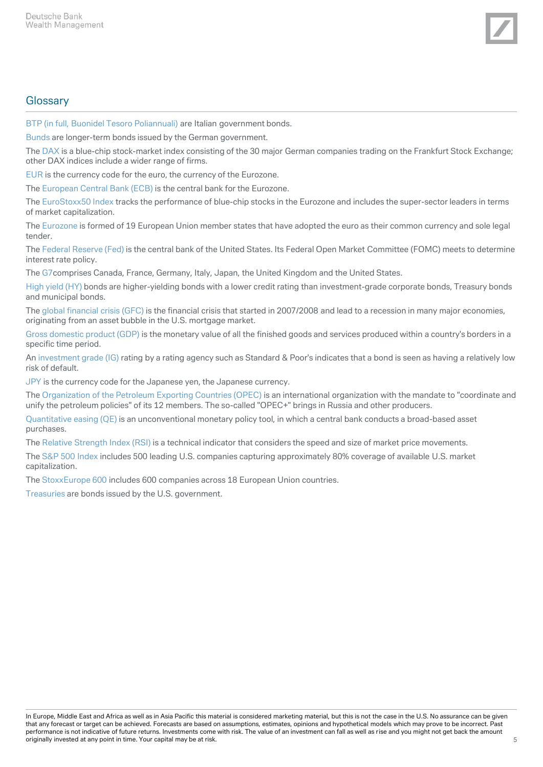## Glossary

BTP (in full, Buonidel Tesoro Poliannuali) are Italian government bonds.

Bunds are longer-term bonds issued by the German government.

The DAX is a blue-chip stock-market index consisting of the 30 major German companies trading on the Frankfurt Stock Exchange; other DAX indices include a wider range of firms.

EUR is the currency code for the euro, the currency of the Eurozone.

The European Central Bank (ECB) is the central bank for the Eurozone.

The EuroStoxx50 Index tracks the performance of blue-chip stocks in the Eurozone and includes the super-sector leaders in terms of market capitalization.

The Eurozone is formed of 19 European Union member states that have adopted the euro as their common currency and sole legal tender.

The Federal Reserve (Fed) is the central bank of the United States. Its Federal Open Market Committee (FOMC) meets to determine interest rate policy.

The G7comprises Canada, France, Germany, Italy, Japan, the United Kingdom and the United States.

High yield (HY) bonds are higher-yielding bonds with a lower credit rating than investment-grade corporate bonds, Treasury bonds and municipal bonds.

The global financial crisis (GFC) is the financial crisis that started in 2007/2008 and lead to a recession in many major economies, originating from an asset bubble in the U.S. mortgage market.

Gross domestic product (GDP) is the monetary value of all the finished goods and services produced within a country's borders in a specific time period.

An investment grade (IG) rating by a rating agency such as Standard & Poor's indicates that a bond is seen as having a relatively low risk of default.

JPY is the currency code for the Japanese yen, the Japanese currency.

The Organization of the Petroleum Exporting Countries (OPEC) is an international organization with the mandate to "coordinate and unify the petroleum policies" of its 12 members. The so-called "OPEC+" brings in Russia and other producers.

Quantitative easing (QE) is an unconventional monetary policy tool, in which a central bank conducts a broad-based asset purchases.

The Relative Strength Index (RSI) is a technical indicator that considers the speed and size of market price movements.

The S&P 500 Index includes 500 leading U.S. companies capturing approximately 80% coverage of available U.S. market capitalization.

The StoxxEurope 600 includes 600 companies across 18 European Union countries.

Treasuries are bonds issued by the U.S. government.

In Europe, Middle East and Africa as well as in Asia Pacific this material is considered marketing material, but this is not the case in the U.S. No assurance can be given that any forecast or target can be achieved. Forecasts are based on assumptions, estimates, opinions and hypothetical models which may prove to be incorrect. Past performance is not indicative of future returns. Investments come with risk. The value of an investment can fall as well as rise and you might not get back the amount originally invested at any point in time. Your capital may be at risk.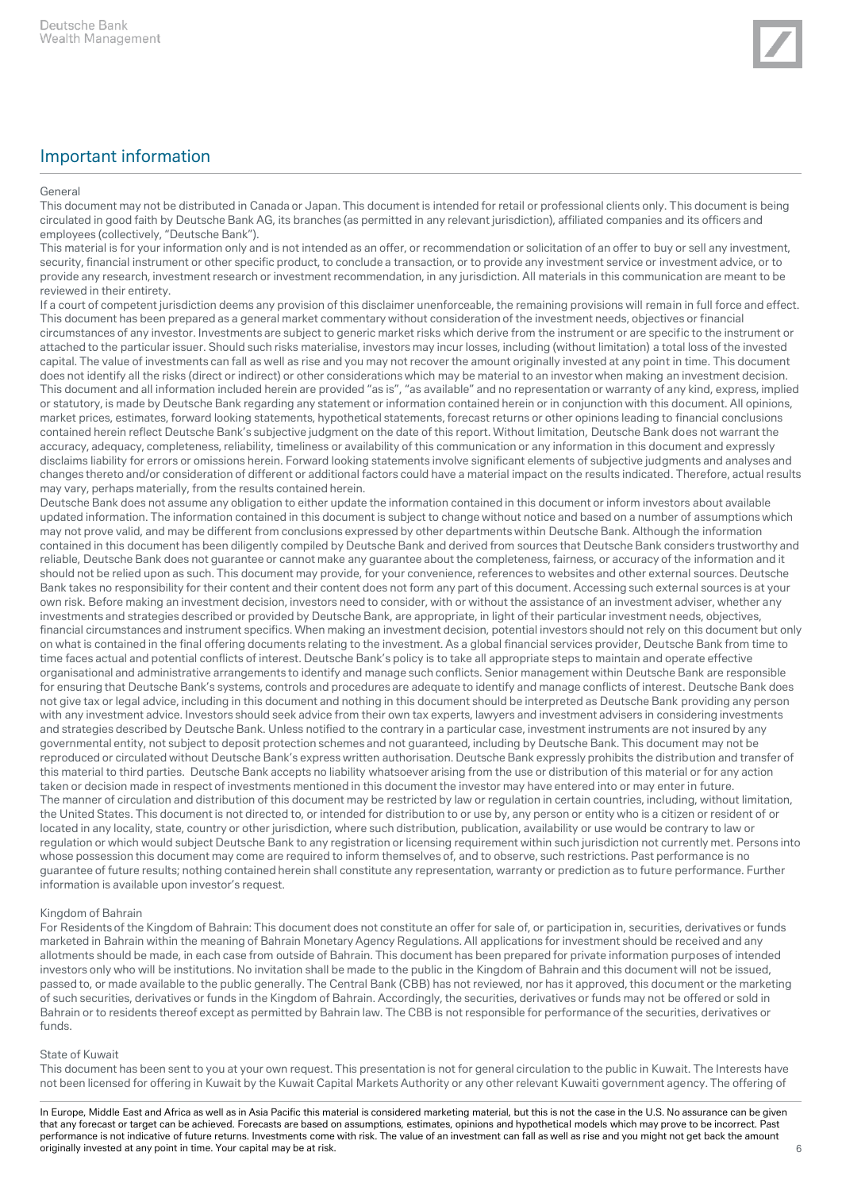## Important information

### General

This document may not be distributed in Canada or Japan. This document is intended for retail or professional clients only. This document is being circulated in good faith by Deutsche Bank AG, its branches (as permitted in any relevant jurisdiction), affiliated companies and its officers and employees (collectively, "Deutsche Bank").

This material is for your information only and is not intended as an offer, or recommendation or solicitation of an offer to buy or sell any investment, security, financial instrument or other specific product, to conclude a transaction, or to provide any investment service or investment advice, or to provide any research, investment research or investment recommendation, in any jurisdiction. All materials in this communication are meant to be reviewed in their entirety.

If a court of competent jurisdiction deems any provision of this disclaimer unenforceable, the remaining provisions will remain in full force and effect. This document has been prepared as a general market commentary without consideration of the investment needs, objectives or financial circumstances of any investor. Investments are subject to generic market risks which derive from the instrument or are specific to the instrument or attached to the particular issuer. Should such risks materialise, investors may incur losses, including (without limitation) a total loss of the invested capital. The value of investments can fall as well as rise and you may not recover the amount originally invested at any point in time. This document does not identify all the risks (direct or indirect) or other considerations which may be material to an investor when making an investment decision. This document and all information included herein are provided "as is", "as available" and no representation or warranty of any kind, express, implied or statutory, is made by Deutsche Bank regarding any statement or information contained herein or in conjunction with this document. All opinions, market prices, estimates, forward looking statements, hypothetical statements, forecast returns or other opinions leading to financial conclusions contained herein reflect Deutsche Bank's subjective judgment on the date of this report. Without limitation, Deutsche Bank does not warrant the accuracy, adequacy, completeness, reliability, timeliness or availability of this communication or any information in this document and expressly disclaims liability for errors or omissions herein. Forward looking statements involve significant elements of subjective judgments and analyses and changes thereto and/or consideration of different or additional factors could have a material impact on the results indicated. Therefore, actual results may vary, perhaps materially, from the results contained herein.

Deutsche Bank does not assume any obligation to either update the information contained in this document or inform investors about available updated information. The information contained in this document is subject to change without notice and based on a number of assumptions which may not prove valid, and may be different from conclusions expressed by other departments within Deutsche Bank. Although the information contained in this document has been diligently compiled by Deutsche Bank and derived from sources that Deutsche Bank considers trustworthy and reliable, Deutsche Bank does not guarantee or cannot make any guarantee about the completeness, fairness, or accuracy of the information and it should not be relied upon as such. This document may provide, for your convenience, references to websites and other external sources. Deutsche Bank takes no responsibility for their content and their content does not form any part of this document. Accessing such external sources is at your own risk. Before making an investment decision, investors need to consider, with or without the assistance of an investment adviser, whether any investments and strategies described or provided by Deutsche Bank, are appropriate, in light of their particular investment needs, objectives, financial circumstances and instrument specifics. When making an investment decision, potential investors should not rely on this document but only on what is contained in the final offering documents relating to the investment. As a global financial services provider, Deutsche Bank from time to time faces actual and potential conflicts of interest. Deutsche Bank's policy is to take all appropriate steps to maintain and operate effective organisational and administrative arrangements to identify and manage such conflicts. Senior management within Deutsche Bank are responsible for ensuring that Deutsche Bank's systems, controls and procedures are adequate to identify and manage conflicts of interest. Deutsche Bank does not give tax or legal advice, including in this document and nothing in this document should be interpreted as Deutsche Bank providing any person with any investment advice. Investors should seek advice from their own tax experts, lawyers and investment advisers in considering investments and strategies described by Deutsche Bank. Unless notified to the contrary in a particular case, investment instruments are not insured by any governmental entity, not subject to deposit protection schemes and not guaranteed, including by Deutsche Bank. This document may not be reproduced or circulated without Deutsche Bank's express written authorisation. Deutsche Bank expressly prohibits the distribution and transfer of this material to third parties. Deutsche Bank accepts no liability whatsoever arising from the use or distribution of this material or for any action taken or decision made in respect of investments mentioned in this document the investor may have entered into or may enter in future.

The manner of circulation and distribution of this document may be restricted by law or regulation in certain countries, including, without limitation, the United States. This document is not directed to, or intended for distribution to or use by, any person or entity who is a citizen or resident of or located in any locality, state, country or other jurisdiction, where such distribution, publication, availability or use would be contrary to law or regulation or which would subject Deutsche Bank to any registration or licensing requirement within such jurisdiction not currently met. Persons into whose possession this document may come are required to inform themselves of, and to observe, such restrictions. Past performance is no guarantee of future results; nothing contained herein shall constitute any representation, warranty or prediction as to future performance. Further information is available upon investor's request.

### Kingdom of Bahrain

For Residents of the Kingdom of Bahrain: This document does not constitute an offer for sale of, or participation in, securities, derivatives or funds marketed in Bahrain within the meaning of Bahrain Monetary Agency Regulations. All applications for investment should be received and any allotments should be made, in each case from outside of Bahrain. This document has been prepared for private information purposes of intended investors only who will be institutions. No invitation shall be made to the public in the Kingdom of Bahrain and this document will not be issued, passed to, or made available to the public generally. The Central Bank (CBB) has not reviewed, nor has it approved, this document or the marketing of such securities, derivatives or funds in the Kingdom of Bahrain. Accordingly, the securities, derivatives or funds may not be offered or sold in Bahrain or to residents thereof except as permitted by Bahrain law. The CBB is not responsible for performance of the securities, derivatives or funds.

### State of Kuwait

This document has been sent to you at your own request. This presentation is not for general circulation to the public in Kuwait. The Interests have not been licensed for offering in Kuwait by the Kuwait Capital Markets Authority or any other relevant Kuwaiti government agency. The offering of

In Europe, Middle East and Africa as well as in Asia Pacific this material is considered marketing material, but this is not the case in the U.S. No assurance can be given that any forecast or target can be achieved. Forecasts are based on assumptions, estimates, opinions and hypothetical models which may prove to be incorrect. Past performance is not indicative of future returns. Investments come with risk. The value of an investment can fall as well as rise and you might not get back the amount originally invested at any point in time. Your capital may be at risk.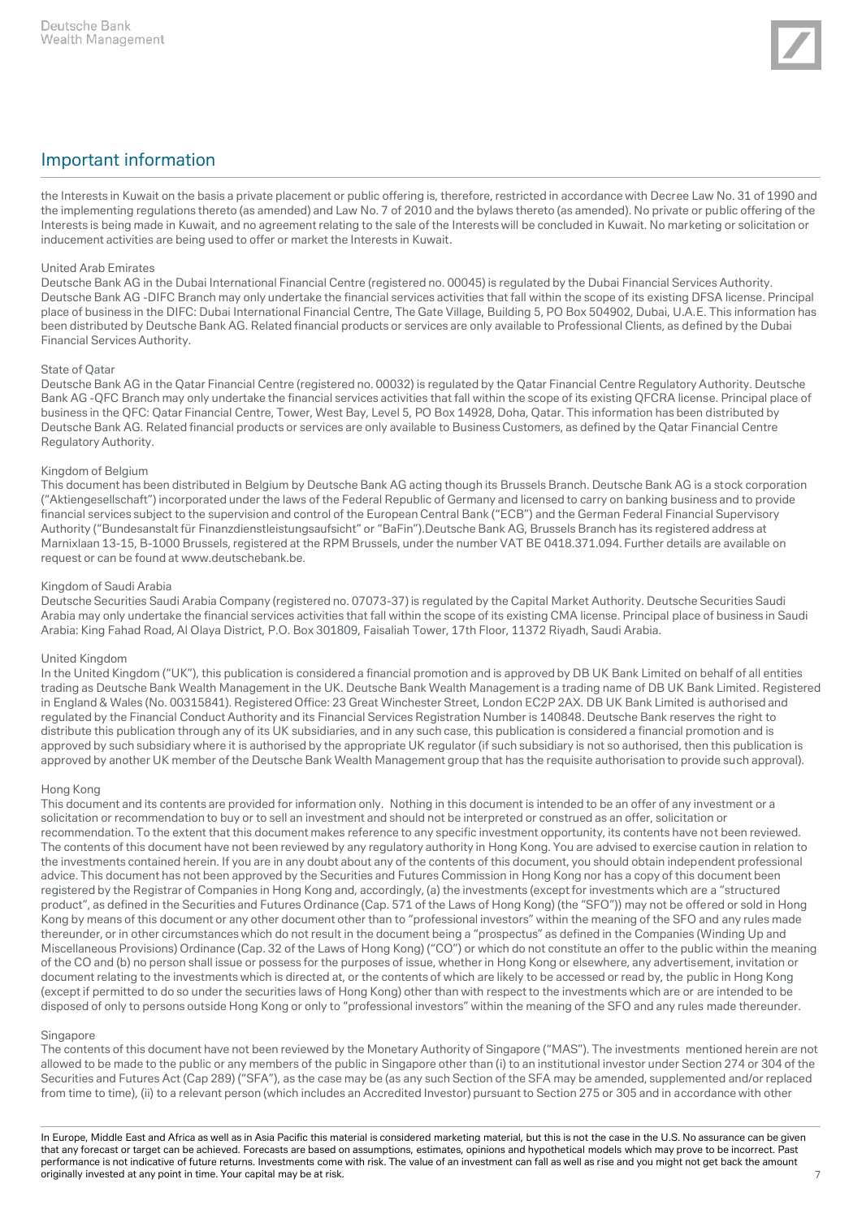## Important information

the Interests in Kuwait on the basis a private placement or public offering is, therefore, restricted in accordance with Decree Law No. 31 of 1990 and the implementing regulations thereto (as amended) and Law No. 7 of 2010 and the bylaws thereto (as amended). No private or public offering of the Interests is being made in Kuwait, and no agreement relating to the sale of the Interests will be concluded in Kuwait. No marketing or solicitation or inducement activities are being used to offer or market the Interests in Kuwait.

United Arab Emirates

Deutsche Bank AG in the Dubai International Financial Centre (registered no. 00045) is regulated by the Dubai Financial Services Authority. Deutsche Bank AG -DIFC Branch may only undertake the financial services activities that fall within the scope of its existing DFSA license. Principal place of business in the DIFC: Dubai International Financial Centre, The Gate Village, Building 5, PO Box 504902, Dubai, U.A.E. This information has been distributed by Deutsche Bank AG. Related financial products or services are only available to Professional Clients, as defined by the Dubai Financial Services Authority.

State of Qatar

Deutsche Bank AG in the Qatar Financial Centre (registered no. 00032) is regulated by the Qatar Financial Centre Regulatory Authority. Deutsche Bank AG -QFC Branch may only undertake the financial services activities that fall within the scope of its existing QFCRA license. Principal place of business in the QFC: Qatar Financial Centre, Tower, West Bay, Level 5, PO Box 14928, Doha, Qatar. This information has been distributed by Deutsche Bank AG. Related financial products or services are only available to Business Customers, as defined by the Qatar Financial Centre Regulatory Authority.

Kingdom of Belgium

This document has been distributed in Belgium by Deutsche Bank AG acting though its Brussels Branch. Deutsche Bank AG is a stock corporation ("Aktiengesellschaft") incorporated under the laws of the Federal Republic of Germany and licensed to carry on banking business and to provide financial services subject to the supervision and control of the European Central Bank ("ECB") and the German Federal Financial Supervisory Authority ("Bundesanstalt für Finanzdienstleistungsaufsicht" or "BaFin").Deutsche Bank AG, Brussels Branch has its registered address at Marnixlaan 13-15, B-1000 Brussels, registered at the RPM Brussels, under the number VAT BE 0418.371.094. Further details are available on request or can be found at www.deutschebank.be.

Kingdom of Saudi Arabia

Deutsche Securities Saudi Arabia Company (registered no. 07073-37) is regulated by the Capital Market Authority. Deutsche Securities Saudi Arabia may only undertake the financial services activities that fall within the scope of its existing CMA license. Principal place of business in Saudi Arabia: King Fahad Road, Al Olaya District, P.O. Box 301809, Faisaliah Tower, 17th Floor, 11372 Riyadh, Saudi Arabia.

United Kingdom

In the United Kingdom ("UK"), this publication is considered a financial promotion and is approved by DB UK Bank Limited on behalf of all entities trading as Deutsche Bank Wealth Management in the UK. Deutsche Bank Wealth Management is a trading name of DB UK Bank Limited. Registered in England & Wales (No. 00315841). Registered Office: 23 Great Winchester Street, London EC2P 2AX. DB UK Bank Limited is authorised and regulated by the Financial Conduct Authority and its Financial Services Registration Number is 140848. Deutsche Bank reserves the right to distribute this publication through any of its UK subsidiaries, and in any such case, this publication is considered a financial promotion and is approved by such subsidiary where it is authorised by the appropriate UK regulator (if such subsidiary is not so authorised, then this publication is approved by another UK member of the Deutsche Bank Wealth Management group that has the requisite authorisation to provide such approval).

Hong Kong

This document and its contents are provided for information only. Nothing in this document is intended to be an offer of any investment or a solicitation or recommendation to buy or to sell an investment and should not be interpreted or construed as an offer, solicitation or recommendation. To the extent that this document makes reference to any specific investment opportunity, its contents have not been reviewed. The contents of this document have not been reviewed by any regulatory authority in Hong Kong. You are advised to exercise caution in relation to the investments contained herein. If you are in any doubt about any of the contents of this document, you should obtain independent professional advice. This document has not been approved by the Securities and Futures Commission in Hong Kong nor has a copy of this document been registered by the Registrar of Companies in Hong Kong and, accordingly, (a) the investments (except for investments which are a "structured product", as defined in the Securities and Futures Ordinance (Cap. 571 of the Laws of Hong Kong) (the "SFO")) may not be offered or sold in Hong Kong by means of this document or any other document other than to "professional investors" within the meaning of the SFO and any rules made thereunder, or in other circumstances which do not result in the document being a "prospectus" as defined in the Companies (Winding Up and Miscellaneous Provisions) Ordinance (Cap. 32 of the Laws of Hong Kong) ("CO") or which do not constitute an offer to the public within the meaning of the CO and (b) no person shall issue or possess for the purposes of issue, whether in Hong Kong or elsewhere, any advertisement, invitation or document relating to the investments which is directed at, or the contents of which are likely to be accessed or read by, the public in Hong Kong (except if permitted to do so under the securities laws of Hong Kong) other than with respect to the investments which are or are intended to be disposed of only to persons outside Hong Kong or only to "professional investors" within the meaning of the SFO and any rules made thereunder.

Singapore

The contents of this document have not been reviewed by the Monetary Authority of Singapore ("MAS"). The investments mentioned herein are not allowed to be made to the public or any members of the public in Singapore other than (i) to an institutional investor under Section 274 or 304 of the Securities and Futures Act (Cap 289) ("SFA"), as the case may be (as any such Section of the SFA may be amended, supplemented and/or replaced from time to time), (ii) to a relevant person (which includes an Accredited Investor) pursuant to Section 275 or 305 and in accordance with other

In Europe, Middle East and Africa as well as in Asia Pacific this material is considered marketing material, but this is not the case in the U.S. No assurance can be given that any forecast or target can be achieved. Forecasts are based on assumptions, estimates, opinions and hypothetical models which may prove to be incorrect. Past performance is not indicative of future returns. Investments come with risk. The value of an investment can fall as well as rise and you might not get back the amount originally invested at any point in time. Your capital may be at risk.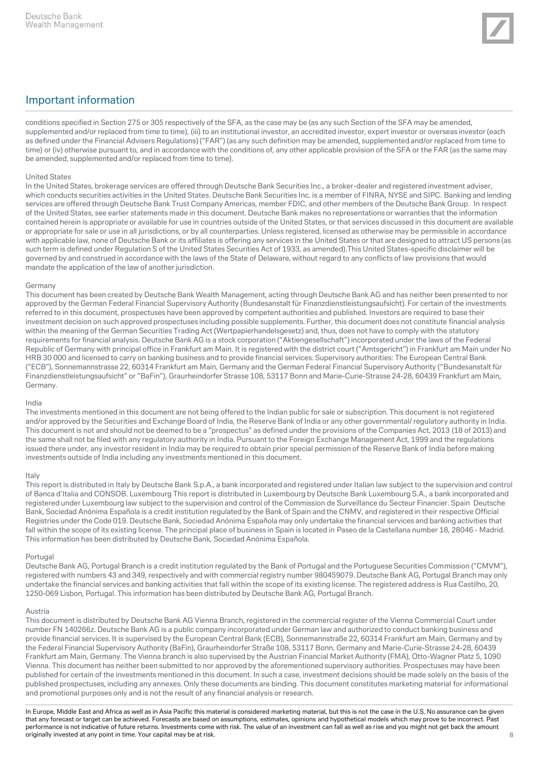## Important information

conditions specified in Section 275 or 305 respectively of the SFA, as the case may be (as any such Section of the SFA may be amended, supplemented and/or replaced from time to time), (iii) to an institutional investor, an accredited investor, expert investor or overseas investor (each as defined under the Financial Advisers Regulations) ("FAR") (as any such definition may be amended, supplemented and/or replaced from time to time) or (iv) otherwise pursuant to, and in accordance with the conditions of, any other applicable provision of the SFA or the FAR (as the same may be amended, supplemented and/or replaced from time to time).

United States

In the United States, brokerage services are offered through Deutsche Bank Securities Inc., a broker-dealer and registered investment adviser, which conducts securities activities in the United States. Deutsche Bank Securities Inc. is a member of FINRA, NYSE and SIPC. Banking and lending services are offered through Deutsche Bank Trust Company Americas, member FDIC, and other members of the Deutsche Bank Group. In respect of the United States, see earlier statements made in this document. Deutsche Bank makes no representations or warranties that the information contained herein is appropriate or available for use in countries outside of the United States, or that services discussed in this document are available or appropriate for sale or use in all jurisdictions, or by all counterparties. Unless registered, licensed as otherwise may be permissible in accordance with applicable law, none of Deutsche Bank or its affiliates is offering any services in the United States or that are designed to attract US persons (as such term is defined under Regulation S of the United States Securities Act of 1933, as amended).This United States-specific disclaimer will be governed by and construed in accordance with the laws of the State of Delaware, without regard to any conflicts of law provisions that would mandate the application of the law of another jurisdiction.

Germany

This document has been created by Deutsche Bank Wealth Management, acting through Deutsche Bank AG and has neither been presented to nor approved by the German Federal Financial Supervisory Authority (Bundesanstalt für Finanzdienstleistungsaufsicht). For certain of the investments referred to in this document, prospectuses have been approved by competent authorities and published. Investors are required to base their investment decision on such approved prospectuses including possible supplements. Further, this document does not constitute financial analysis within the meaning of the German Securities Trading Act (Wertpapierhandelsgesetz) and, thus, does not have to comply with the statutory requirements for financial analysis. Deutsche Bank AG is a stock corporation ("Aktiengesellschaft") incorporated under the laws of the Federal Republic of Germany with principal office in Frankfurt am Main. It is registered with the district court ("Amtsgericht") in Frankfurt am Main under No HRB 30 000 and licensed to carry on banking business and to provide financial services. Supervisory authorities: The European Central Bank ("ECB"), Sonnemannstrasse 22, 60314 Frankfurt am Main, Germany and the German Federal Financial Supervisory Authority ("Bundesanstalt für Finanzdienstleistungsaufsicht" or "BaFin"), Graurheindorfer Strasse 108, 53117 Bonn and Marie-Curie-Strasse 24-28, 60439 Frankfurt am Main, Germany.

India

The investments mentioned in this document are not being offered to the Indian public for sale or subscription. This document is not registered and/or approved by the Securities and Exchange Board of India, the Reserve Bank of India or any other governmental/ regulatory authority in India. This document is not and should not be deemed to be a "prospectus" as defined under the provisions of the Companies Act, 2013 (18 of 2013) and the same shall not be filed with any regulatory authority in India. Pursuant to the Foreign Exchange Management Act, 1999 and the regulations issued there under, any investor resident in India may be required to obtain prior special permission of the Reserve Bank of India before making investments outside of India including any investments mentioned in this document.

Italy

This report is distributed in Italy by Deutsche Bank S.p.A., a bank incorporated and registered under Italian law subject to the supervision and control of Banca d'Italia and CONSOB. Luxembourg This report is distributed in Luxembourg by Deutsche Bank Luxembourg S.A., a bank incorporated and registered under Luxembourg law subject to the supervision and control of the Commission de Surveillance du Secteur Financier. Spain Deutsche Bank, Sociedad Anónima Española is a credit institution regulated by the Bank of Spain and the CNMV, and registered in their respective Official Registries under the Code 019. Deutsche Bank, Sociedad Anónima Española may only undertake the financial services and banking activities that fall within the scope of its existing license. The principal place of business in Spain is located in Paseo de la Castellana number 18, 28046 - Madrid. This information has been distributed by Deutsche Bank, Sociedad Anónima Española.

Portugal

Deutsche Bank AG, Portugal Branch is a credit institution regulated by the Bank of Portugal and the Portuguese Securities Commission ("CMVM"), registered with numbers 43 and 349, respectively and with commercial registry number 980459079. Deutsche Bank AG, Portugal Branch may only undertake the financial services and banking activities that fall within the scope of its existing license. The registered address is Rua Castilho, 20, 1250-069 Lisbon, Portugal. This information has been distributed by Deutsche Bank AG, Portugal Branch.

Austria

This document is distributed by Deutsche Bank AG Vienna Branch, registered in the commercial register of the Vienna Commercial Court under number FN 140266z. Deutsche Bank AG is a public company incorporated under German law and authorized to conduct banking business and provide financial services. It is supervised by the European Central Bank (ECB), Sonnemannstraße 22, 60314 Frankfurt am Main, Germany and by the Federal Financial Supervisory Authority (BaFin), Graurheindorfer Straße 108, 53117 Bonn, Germany and Marie-Curie-Strasse 24-28, 60439 Frankfurt am Main, Germany. The Vienna branch is also supervised by the Austrian Financial Market Authority (FMA), Otto-Wagner Platz 5, 1090 Vienna. This document has neither been submitted to nor approved by the aforementioned supervisory authorities. Prospectuses may have been published for certain of the investments mentioned in this document. In such a case, investment decisions should be made solely on the basis of the published prospectuses, including any annexes. Only these documents are binding. This document constitutes marketing material for informational and promotional purposes only and is not the result of any financial analysis or research.

In Europe, Middle East and Africa as well as in Asia Pacific this material is considered marketing material, but this is not the case in the U.S. No assurance can be given that any forecast or target can be achieved. Forecasts are based on assumptions, estimates, opinions and hypothetical models which may prove to be incorrect. Past performance is not indicative of future returns. Investments come with risk. The value of an investment can fall as well as rise and you might not get back the amount originally invested at any point in time. Your capital may be at risk.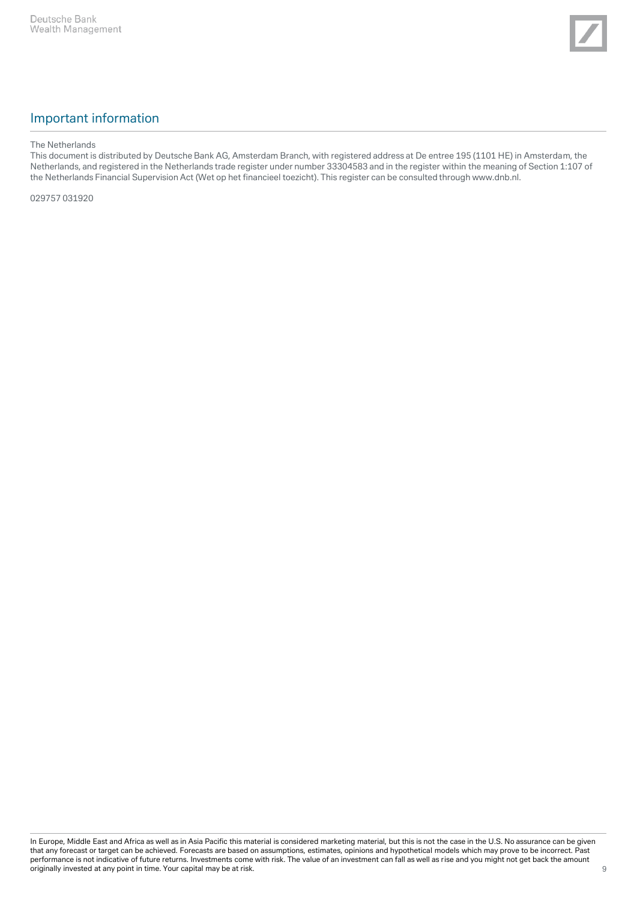## Important information

The Netherlands

This document is distributed by Deutsche Bank AG, Amsterdam Branch, with registered address at De entree 195 (1101 HE) in Amsterdam, the Netherlands, and registered in the Netherlands trade register under number 33304583 and in the register within the meaning of Section 1:107 of the Netherlands Financial Supervision Act (Wet op het financieel toezicht). This register can be consulted through www.dnb.nl.

029757 031920

In Europe, Middle East and Africa as well as in Asia Pacific this material is considered marketing material, but this is not the case in the U.S. No assurance can be given that any forecast or target can be achieved. Forecasts are based on assumptions, estimates, opinions and hypothetical models which may prove to be incorrect. Past performance is not indicative of future returns. Investments come with risk. The value of an investment can fall as well as rise and you might not get back the amount originally invested at any point in time. Your capital may be at risk.